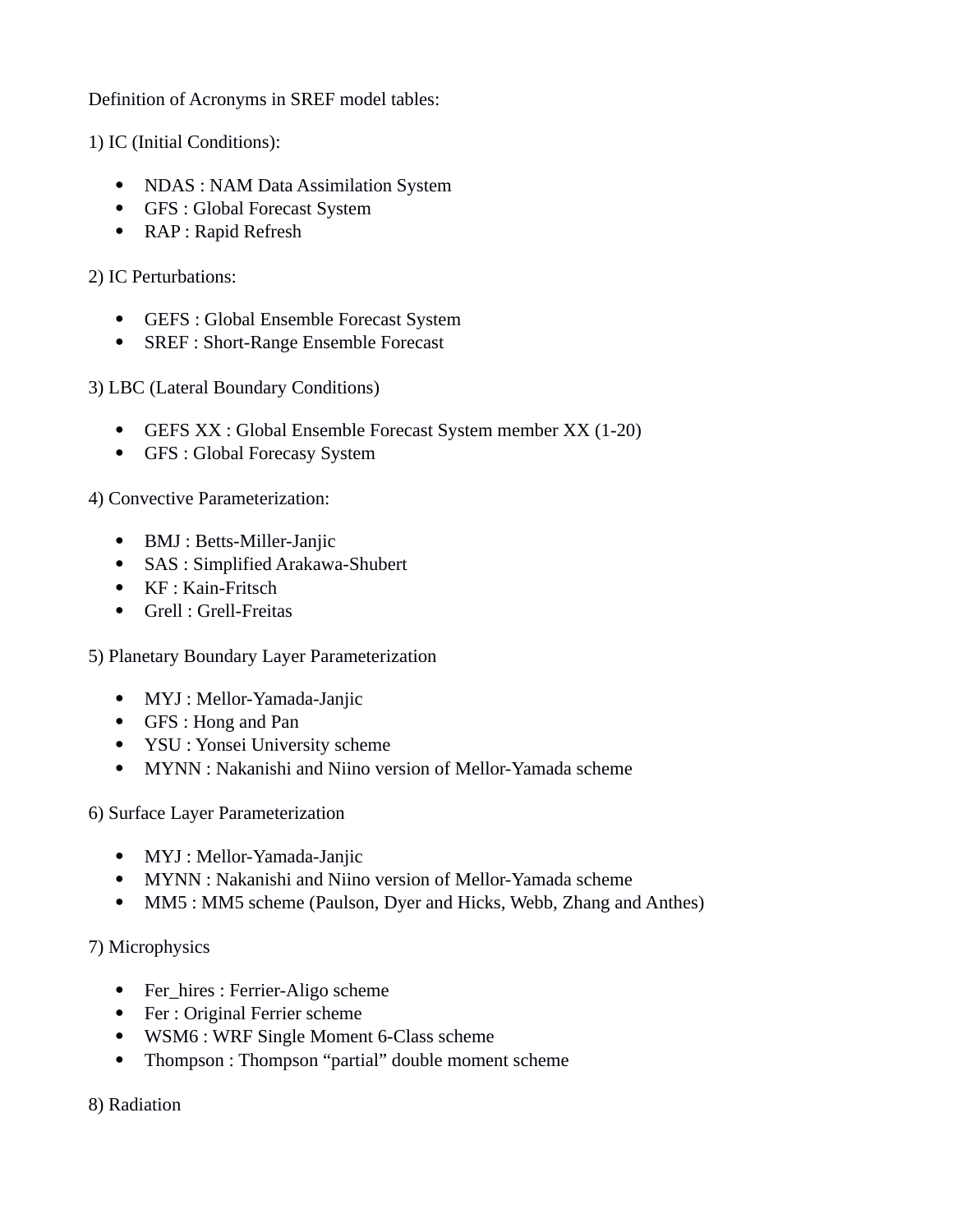Definition of Acronyms in SREF model tables:

1) IC (Initial Conditions):

- NDAS : NAM Data Assimilation System
- GFS : Global Forecast System
- RAP : Rapid Refresh

2) IC Perturbations:

- GEFS : Global Ensemble Forecast System
- SREF : Short-Range Ensemble Forecast

3) LBC (Lateral Boundary Conditions)

- GEFS XX : Global Ensemble Forecast System member XX (1-20)
- GFS : Global Forecasy System

4) Convective Parameterization:

- BMJ : Betts-Miller-Janjic
- SAS : Simplified Arakawa-Shubert
- KF : Kain-Fritsch
- Grell : Grell-Freitas

5) Planetary Boundary Layer Parameterization

- MYJ : Mellor-Yamada-Janjic
- GFS : Hong and Pan
- YSU : Yonsei University scheme
- MYNN : Nakanishi and Niino version of Mellor-Yamada scheme

6) Surface Layer Parameterization

- MYJ : Mellor-Yamada-Janjic
- MYNN : Nakanishi and Niino version of Mellor-Yamada scheme
- MM5 : MM5 scheme (Paulson, Dyer and Hicks, Webb, Zhang and Anthes)

7) Microphysics

- Fer_hires : Ferrier-Aligo scheme
- Fer : Original Ferrier scheme
- WSM6 : WRF Single Moment 6-Class scheme
- Thompson : Thompson "partial" double moment scheme

8) Radiation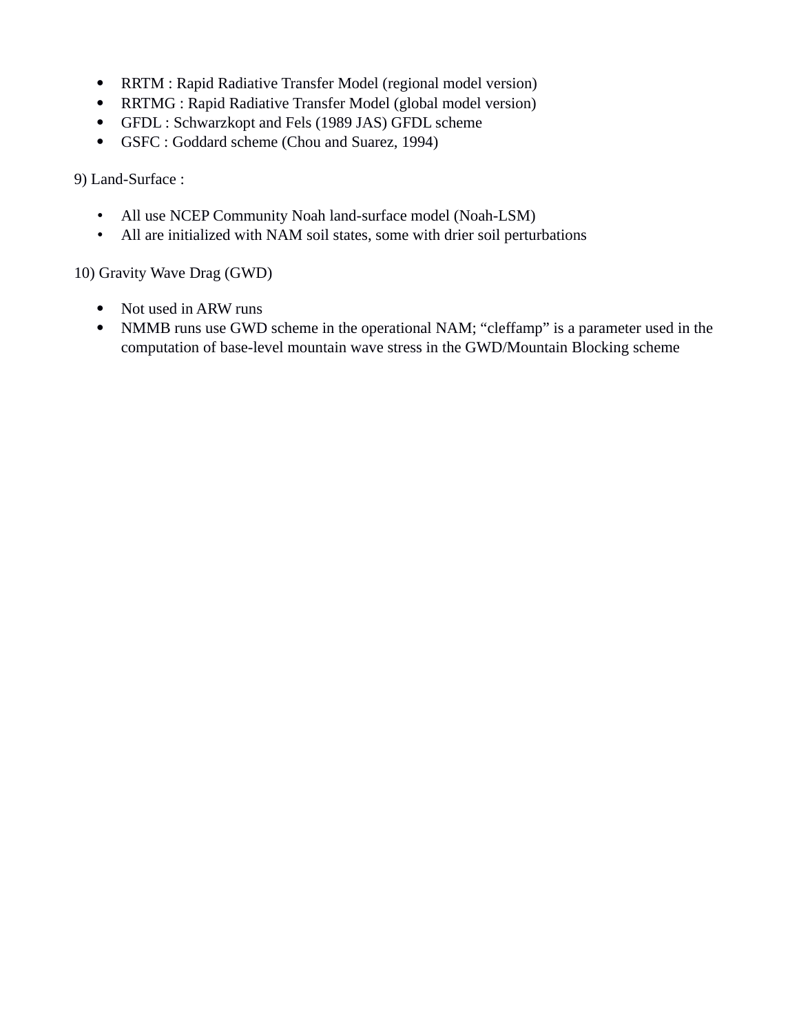- RRTM : Rapid Radiative Transfer Model (regional model version)
- RRTMG : Rapid Radiative Transfer Model (global model version)
- GFDL : Schwarzkopt and Fels (1989 JAS) GFDL scheme
- GSFC : Goddard scheme (Chou and Suarez, 1994)

9) Land-Surface :

- All use NCEP Community Noah land-surface model (Noah-LSM)
- All are initialized with NAM soil states, some with drier soil perturbations

10) Gravity Wave Drag (GWD)

- Not used in ARW runs
- NMMB runs use GWD scheme in the operational NAM; “cleffamp” is a parameter used in the computation of base-level mountain wave stress in the GWD/Mountain Blocking scheme